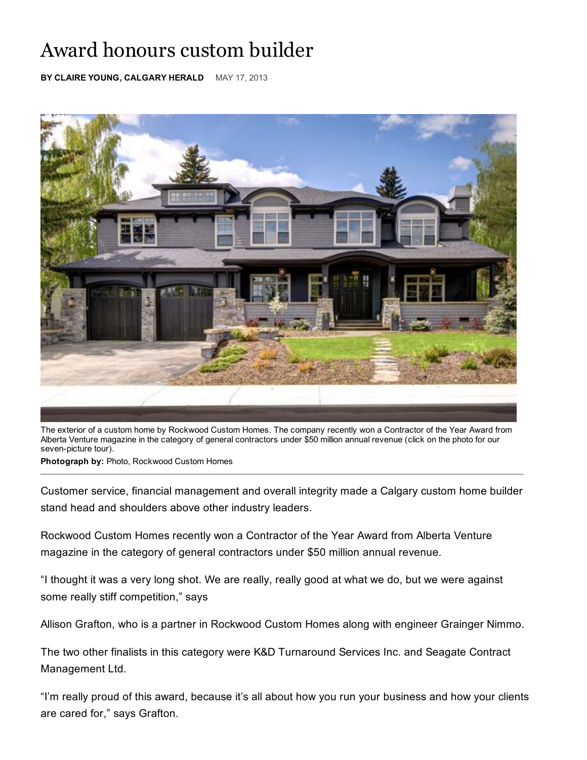# Award honours custom builder

**BY CLAIRE YOUNG, CALGARY HERALD** MAY 17, 2013

The exterior of a custom home by Rockwood Custom Homes. The company recently won a Contractor of the Year Award from Alberta Venture magazine in the category of general contractors under $50 million annual revenue (click on the photo for our seven-picture tour).

**Photograph by:** Photo, Rockwood Custom Homes

Customer service, financial management and overall integrity made a Calgary custom home builder stand head and shoulders above other industry leaders.

Rockwood Custom Homes recently won a Contractor of the Year Award from Alberta Venture magazine in the category of general contractors under $50 million annual revenue.

“I thought it was a very long shot. We are really, really good at what we do, but we were against some really stiff competition,” says

Allison Grafton, who is a partner in Rockwood Custom Homes along with engineer Grainger Nimmo.

The two other finalists in this category were K&D Turnaround Services Inc. and Seagate Contract Management Ltd.

“I’m really proud of this award, because it’s all about how you run your business and how your clients are cared for,” says Grafton.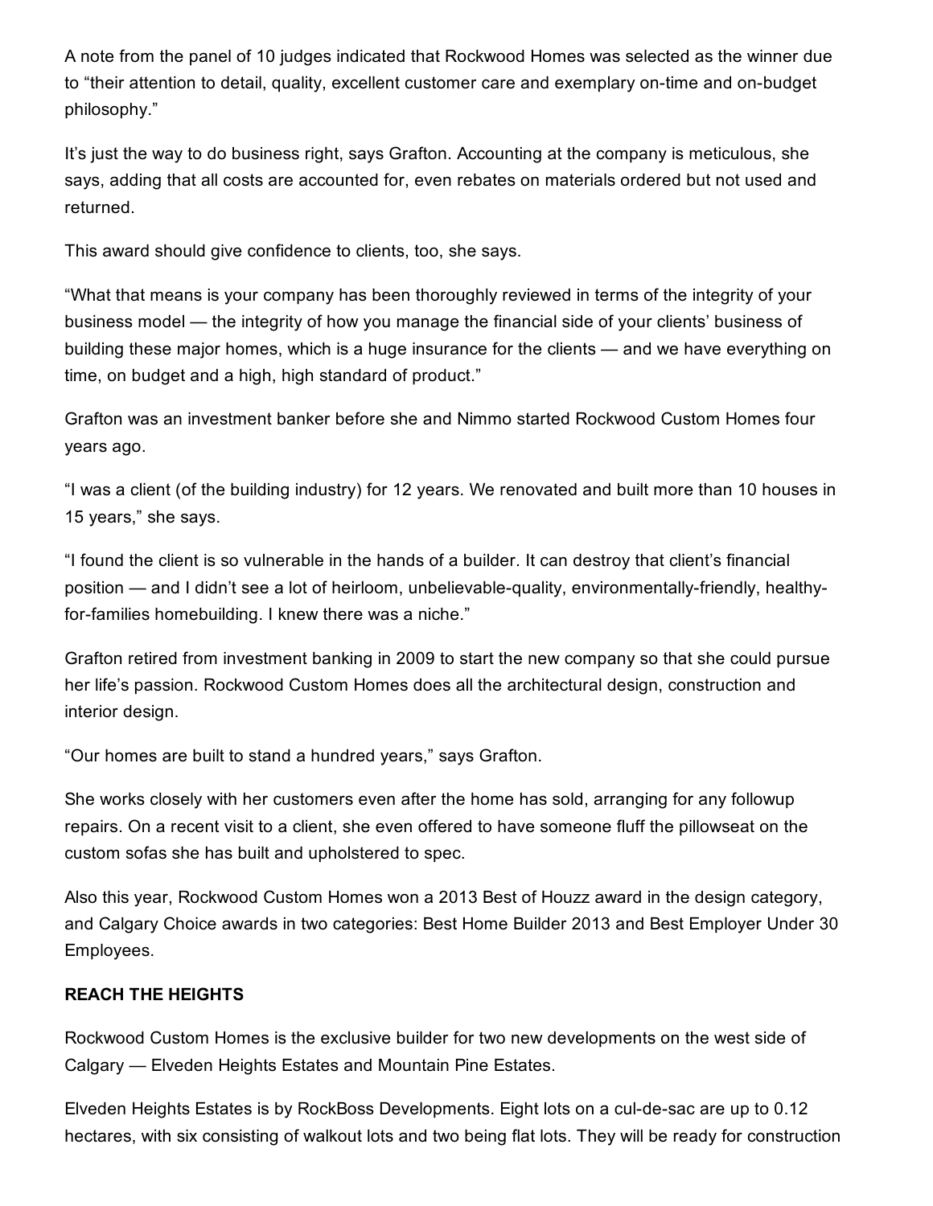A note from the panel of 10 judges indicated that Rockwood Homes was selected as the winner due to "their attention to detail, quality, excellent customer care and exemplary on-time and on-budget philosophy."

It's just the way to do business right, says Grafton. Accounting at the company is meticulous, she says, adding that all costs are accounted for, even rebates on materials ordered but not used and returned.

This award should give confidence to clients, too, she says.

"What that means is your company has been thoroughly reviewed in terms of the integrity of your business model — the integrity of how you manage the financial side of your clients' business of building these major homes, which is a huge insurance for the clients — and we have everything on time, on budget and a high, high standard of product."

Grafton was an investment banker before she and Nimmo started Rockwood Custom Homes four years ago.

"I was a client (of the building industry) for 12 years. We renovated and built more than 10 houses in 15 years," she says.

"I found the client is so vulnerable in the hands of a builder. It can destroy that client's financial position — and I didn't see a lot of heirloom, unbelievable-quality, environmentally-friendly, healthy-for-families homebuilding. I knew there was a niche."

Grafton retired from investment banking in 2009 to start the new company so that she could pursue her life's passion. Rockwood Custom Homes does all the architectural design, construction and interior design.

"Our homes are built to stand a hundred years," says Grafton.

She works closely with her customers even after the home has sold, arranging for any followup repairs. On a recent visit to a client, she even offered to have someone fluff the pillowseat on the custom sofas she has built and upholstered to spec.

Also this year, Rockwood Custom Homes won a 2013 Best of Houzz award in the design category, and Calgary Choice awards in two categories: Best Home Builder 2013 and Best Employer Under 30 Employees.

**REACH THE HEIGHTS**

Rockwood Custom Homes is the exclusive builder for two new developments on the west side of Calgary — Elveden Heights Estates and Mountain Pine Estates.

Elveden Heights Estates is by RockBoss Developments. Eight lots on a cul-de-sac are up to 0.12 hectares, with six consisting of walkout lots and two being flat lots. They will be ready for construction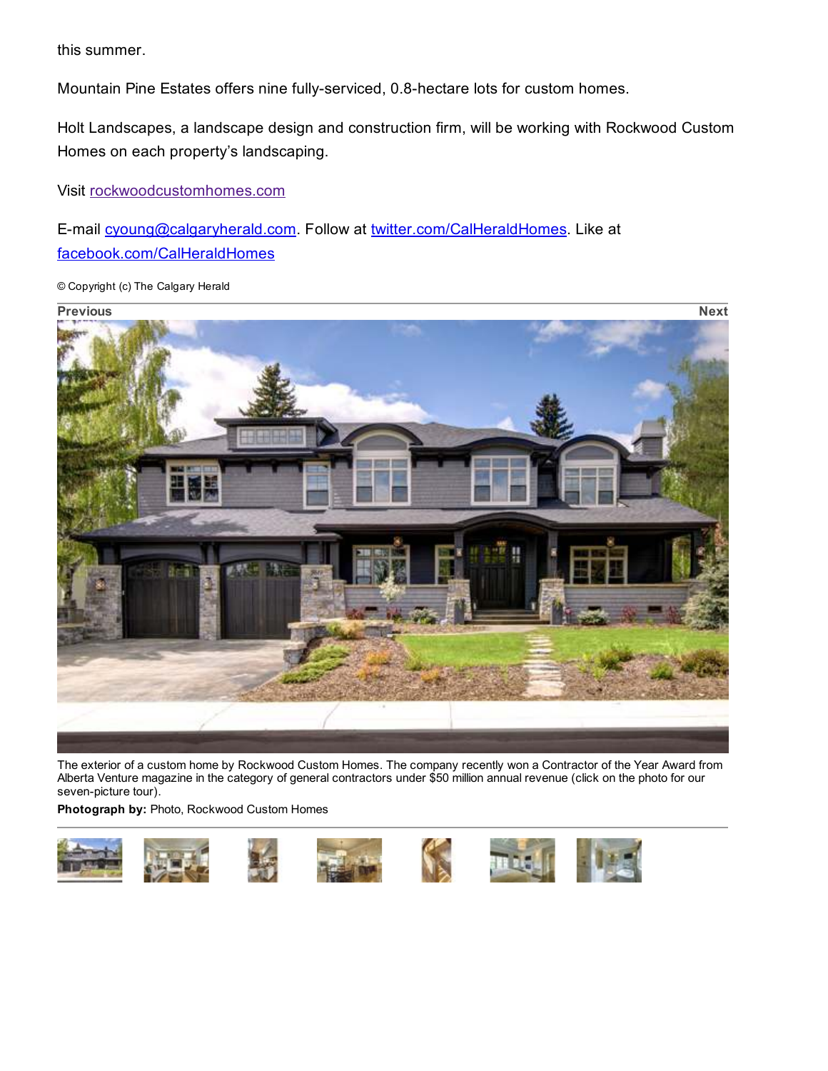this summer.

Mountain Pine Estates offers nine fully-serviced, 0.8-hectare lots for custom homes.

Holt Landscapes, a landscape design and construction firm, will be working with Rockwood Custom Homes on each property's landscaping.

Visit rockwoodcustomhomes.com

E-mail cyoung@calgaryherald.com. Follow at twitter.com/CalHeraldHomes. Like at facebook.com/CalHeraldHomes

© Copyright (c) The Calgary Herald

Previous Next

The exterior of a custom home by Rockwood Custom Homes. The company recently won a Contractor of the Year Award from Alberta Venture magazine in the category of general contractors under $50 million annual revenue (click on the photo for our seven-picture tour).

**Photograph by:** Photo, Rockwood Custom Homes